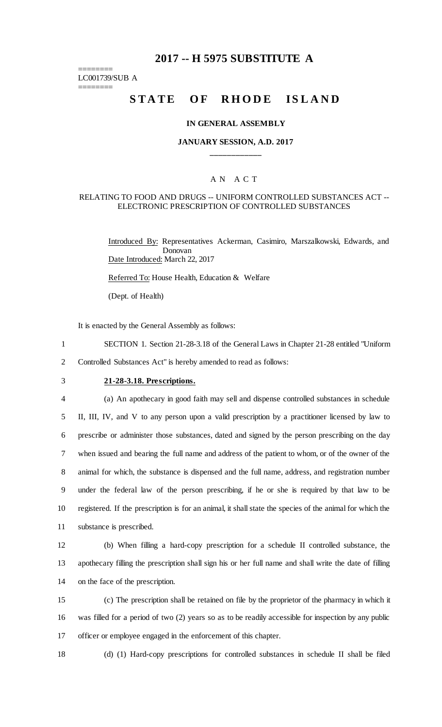# 2017 -- H 5975 SUBSTITUTE A

========
LC001739/SUB A
========

## STATE OF RHODE ISLAND

### IN GENERAL ASSEMBLY

### JANUARY SESSION, A.D. 2017

____________

A N A C T

RELATING TO FOOD AND DRUGS -- UNIFORM CONTROLLED SUBSTANCES ACT -- ELECTRONIC PRESCRIPTION OF CONTROLLED SUBSTANCES

Introduced By: Representatives Ackerman, Casimiro, Marszalkowski, Edwards, and Donovan

Date Introduced: March 22, 2017

Referred To: House Health, Education & Welfare

(Dept. of Health)

It is enacted by the General Assembly as follows:

1 SECTION 1. Section 21-28-3.18 of the General Laws in Chapter 21-28 entitled "Uniform
2 Controlled Substances Act" is hereby amended to read as follows:

3 **21-28-3.18. Prescriptions.**

4 (a) An apothecary in good faith may sell and dispense controlled substances in schedule
5 II, III, IV, and V to any person upon a valid prescription by a practitioner licensed by law to
6 prescribe or administer those substances, dated and signed by the person prescribing on the day
7 when issued and bearing the full name and address of the patient to whom, or of the owner of the
8 animal for which, the substance is dispensed and the full name, address, and registration number
9 under the federal law of the person prescribing, if he or she is required by that law to be
10 registered. If the prescription is for an animal, it shall state the species of the animal for which the
11 substance is prescribed.

12 (b) When filling a hard-copy prescription for a schedule II controlled substance, the
13 apothecary filling the prescription shall sign his or her full name and shall write the date of filling
14 on the face of the prescription.

15 (c) The prescription shall be retained on file by the proprietor of the pharmacy in which it
16 was filled for a period of two (2) years so as to be readily accessible for inspection by any public
17 officer or employee engaged in the enforcement of this chapter.

18 (d) (1) Hard-copy prescriptions for controlled substances in schedule II shall be filed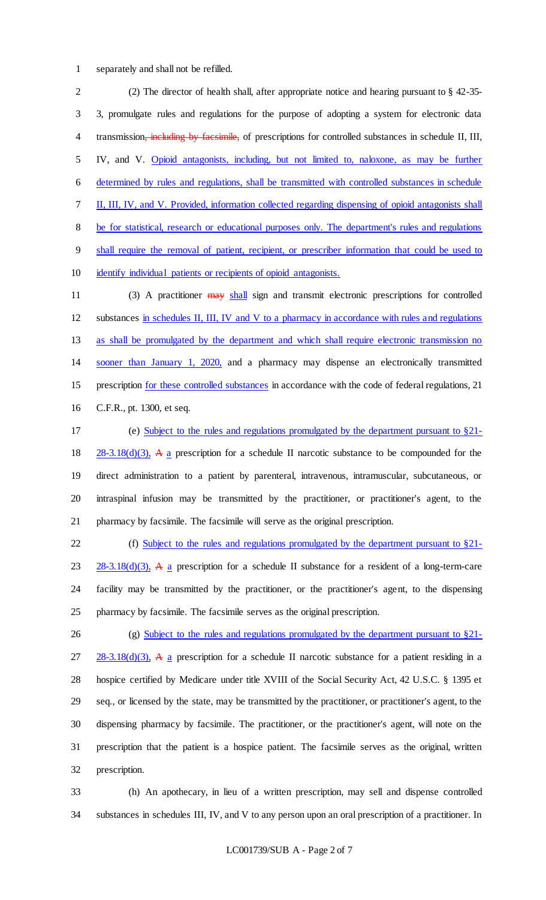separately and shall not be refilled.

(2) The director of health shall, after appropriate notice and hearing pursuant to § 42-35-3, promulgate rules and regulations for the purpose of adopting a system for electronic data transmission~~, including by facsimile,~~ of prescriptions for controlled substances in schedule II, III, IV, and V. <u>Opioid antagonists, including, but not limited to, naloxone, as may be further determined by rules and regulations, shall be transmitted with controlled substances in schedule II, III, IV, and V. Provided, information collected regarding dispensing of opioid antagonists shall be for statistical, research or educational purposes only. The department's rules and regulations shall require the removal of patient, recipient, or prescriber information that could be used to identify individual patients or recipients of opioid antagonists.</u>

(3) A practitioner ~~may~~ <u>shall</u> sign and transmit electronic prescriptions for controlled substances <u>in schedules II, III, IV and V to a pharmacy in accordance with rules and regulations as shall be promulgated by the department and which shall require electronic transmission no sooner than January 1, 2020,</u> and a pharmacy may dispense an electronically transmitted prescription <u>for these controlled substances</u> in accordance with the code of federal regulations, 21 C.F.R., pt. 1300, et seq.

(e) <u>Subject to the rules and regulations promulgated by the department pursuant to §21-28-3.18(d)(3),</u> ~~A~~ <u>a</u> prescription for a schedule II narcotic substance to be compounded for the direct administration to a patient by parenteral, intravenous, intramuscular, subcutaneous, or intraspinal infusion may be transmitted by the practitioner, or practitioner's agent, to the pharmacy by facsimile. The facsimile will serve as the original prescription.

(f) <u>Subject to the rules and regulations promulgated by the department pursuant to §21-28-3.18(d)(3),</u> ~~A~~ <u>a</u> prescription for a schedule II substance for a resident of a long-term-care facility may be transmitted by the practitioner, or the practitioner's agent, to the dispensing pharmacy by facsimile. The facsimile serves as the original prescription.

(g) <u>Subject to the rules and regulations promulgated by the department pursuant to §21-28-3.18(d)(3),</u> ~~A~~ <u>a</u> prescription for a schedule II narcotic substance for a patient residing in a hospice certified by Medicare under title XVIII of the Social Security Act, 42 U.S.C. § 1395 et seq., or licensed by the state, may be transmitted by the practitioner, or practitioner's agent, to the dispensing pharmacy by facsimile. The practitioner, or the practitioner's agent, will note on the prescription that the patient is a hospice patient. The facsimile serves as the original, written prescription.

(h) An apothecary, in lieu of a written prescription, may sell and dispense controlled substances in schedules III, IV, and V to any person upon an oral prescription of a practitioner. In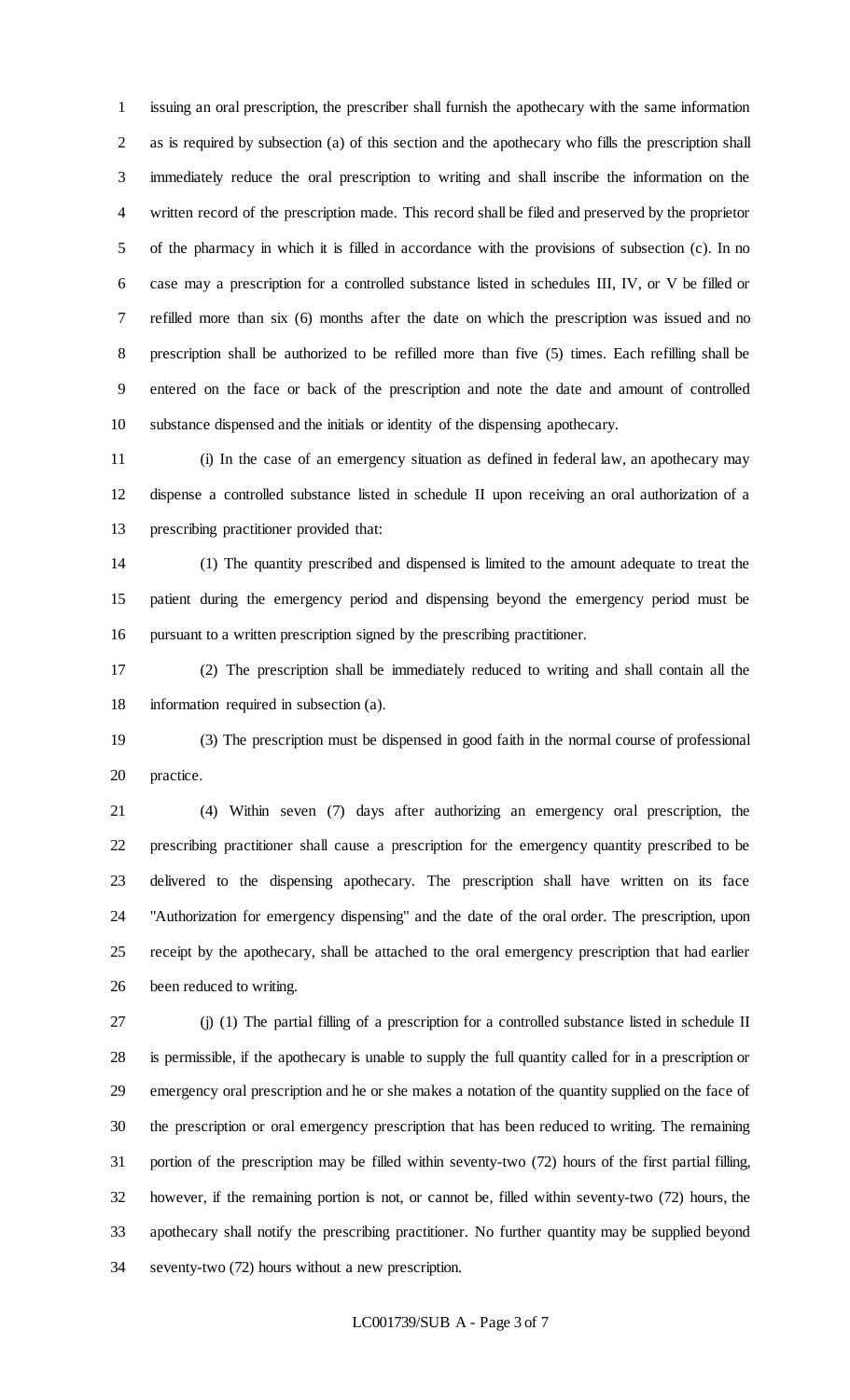issuing an oral prescription, the prescriber shall furnish the apothecary with the same information as is required by subsection (a) of this section and the apothecary who fills the prescription shall immediately reduce the oral prescription to writing and shall inscribe the information on the written record of the prescription made. This record shall be filed and preserved by the proprietor of the pharmacy in which it is filled in accordance with the provisions of subsection (c). In no case may a prescription for a controlled substance listed in schedules III, IV, or V be filled or refilled more than six (6) months after the date on which the prescription was issued and no prescription shall be authorized to be refilled more than five (5) times. Each refilling shall be entered on the face or back of the prescription and note the date and amount of controlled substance dispensed and the initials or identity of the dispensing apothecary.

(i) In the case of an emergency situation as defined in federal law, an apothecary may dispense a controlled substance listed in schedule II upon receiving an oral authorization of a prescribing practitioner provided that:

(1) The quantity prescribed and dispensed is limited to the amount adequate to treat the patient during the emergency period and dispensing beyond the emergency period must be pursuant to a written prescription signed by the prescribing practitioner.

(2) The prescription shall be immediately reduced to writing and shall contain all the information required in subsection (a).

(3) The prescription must be dispensed in good faith in the normal course of professional practice.

(4) Within seven (7) days after authorizing an emergency oral prescription, the prescribing practitioner shall cause a prescription for the emergency quantity prescribed to be delivered to the dispensing apothecary. The prescription shall have written on its face "Authorization for emergency dispensing" and the date of the oral order. The prescription, upon receipt by the apothecary, shall be attached to the oral emergency prescription that had earlier been reduced to writing.

(j) (1) The partial filling of a prescription for a controlled substance listed in schedule II is permissible, if the apothecary is unable to supply the full quantity called for in a prescription or emergency oral prescription and he or she makes a notation of the quantity supplied on the face of the prescription or oral emergency prescription that has been reduced to writing. The remaining portion of the prescription may be filled within seventy-two (72) hours of the first partial filling, however, if the remaining portion is not, or cannot be, filled within seventy-two (72) hours, the apothecary shall notify the prescribing practitioner. No further quantity may be supplied beyond seventy-two (72) hours without a new prescription.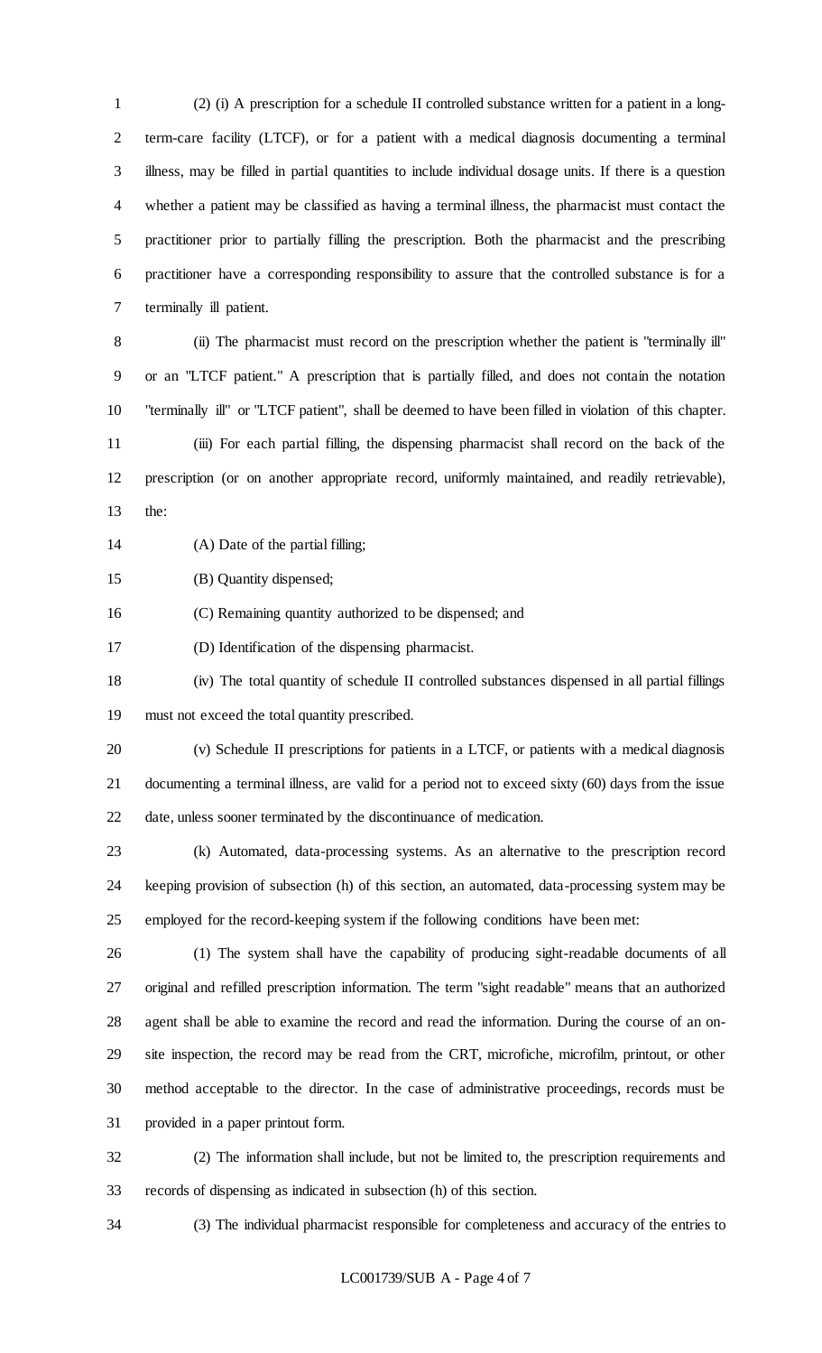(2) (i) A prescription for a schedule II controlled substance written for a patient in a long-term-care facility (LTCF), or for a patient with a medical diagnosis documenting a terminal illness, may be filled in partial quantities to include individual dosage units. If there is a question whether a patient may be classified as having a terminal illness, the pharmacist must contact the practitioner prior to partially filling the prescription. Both the pharmacist and the prescribing practitioner have a corresponding responsibility to assure that the controlled substance is for a terminally ill patient.

(ii) The pharmacist must record on the prescription whether the patient is "terminally ill" or an "LTCF patient." A prescription that is partially filled, and does not contain the notation "terminally ill" or "LTCF patient", shall be deemed to have been filled in violation of this chapter.

(iii) For each partial filling, the dispensing pharmacist shall record on the back of the prescription (or on another appropriate record, uniformly maintained, and readily retrievable), the:

(A) Date of the partial filling;

(B) Quantity dispensed;

(C) Remaining quantity authorized to be dispensed; and

(D) Identification of the dispensing pharmacist.

(iv) The total quantity of schedule II controlled substances dispensed in all partial fillings must not exceed the total quantity prescribed.

(v) Schedule II prescriptions for patients in a LTCF, or patients with a medical diagnosis documenting a terminal illness, are valid for a period not to exceed sixty (60) days from the issue date, unless sooner terminated by the discontinuance of medication.

(k) Automated, data-processing systems. As an alternative to the prescription record keeping provision of subsection (h) of this section, an automated, data-processing system may be employed for the record-keeping system if the following conditions have been met:

(1) The system shall have the capability of producing sight-readable documents of all original and refilled prescription information. The term "sight readable" means that an authorized agent shall be able to examine the record and read the information. During the course of an on-site inspection, the record may be read from the CRT, microfiche, microfilm, printout, or other method acceptable to the director. In the case of administrative proceedings, records must be provided in a paper printout form.

(2) The information shall include, but not be limited to, the prescription requirements and records of dispensing as indicated in subsection (h) of this section.

(3) The individual pharmacist responsible for completeness and accuracy of the entries to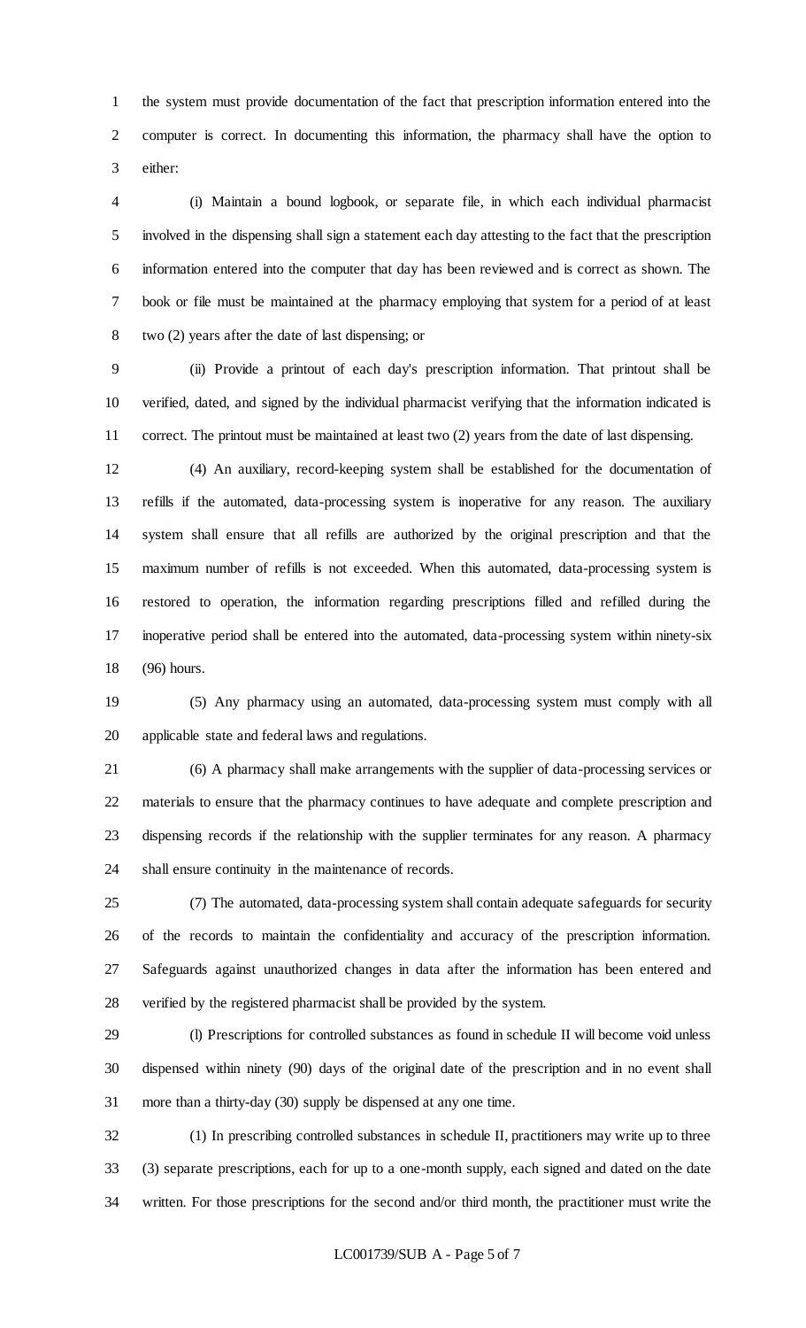the system must provide documentation of the fact that prescription information entered into the computer is correct. In documenting this information, the pharmacy shall have the option to either:

(i) Maintain a bound logbook, or separate file, in which each individual pharmacist involved in the dispensing shall sign a statement each day attesting to the fact that the prescription information entered into the computer that day has been reviewed and is correct as shown. The book or file must be maintained at the pharmacy employing that system for a period of at least two (2) years after the date of last dispensing; or

(ii) Provide a printout of each day's prescription information. That printout shall be verified, dated, and signed by the individual pharmacist verifying that the information indicated is correct. The printout must be maintained at least two (2) years from the date of last dispensing.

(4) An auxiliary, record-keeping system shall be established for the documentation of refills if the automated, data-processing system is inoperative for any reason. The auxiliary system shall ensure that all refills are authorized by the original prescription and that the maximum number of refills is not exceeded. When this automated, data-processing system is restored to operation, the information regarding prescriptions filled and refilled during the inoperative period shall be entered into the automated, data-processing system within ninety-six (96) hours.

(5) Any pharmacy using an automated, data-processing system must comply with all applicable state and federal laws and regulations.

(6) A pharmacy shall make arrangements with the supplier of data-processing services or materials to ensure that the pharmacy continues to have adequate and complete prescription and dispensing records if the relationship with the supplier terminates for any reason. A pharmacy shall ensure continuity in the maintenance of records.

(7) The automated, data-processing system shall contain adequate safeguards for security of the records to maintain the confidentiality and accuracy of the prescription information. Safeguards against unauthorized changes in data after the information has been entered and verified by the registered pharmacist shall be provided by the system.

(l) Prescriptions for controlled substances as found in schedule II will become void unless dispensed within ninety (90) days of the original date of the prescription and in no event shall more than a thirty-day (30) supply be dispensed at any one time.

(1) In prescribing controlled substances in schedule II, practitioners may write up to three (3) separate prescriptions, each for up to a one-month supply, each signed and dated on the date written. For those prescriptions for the second and/or third month, the practitioner must write the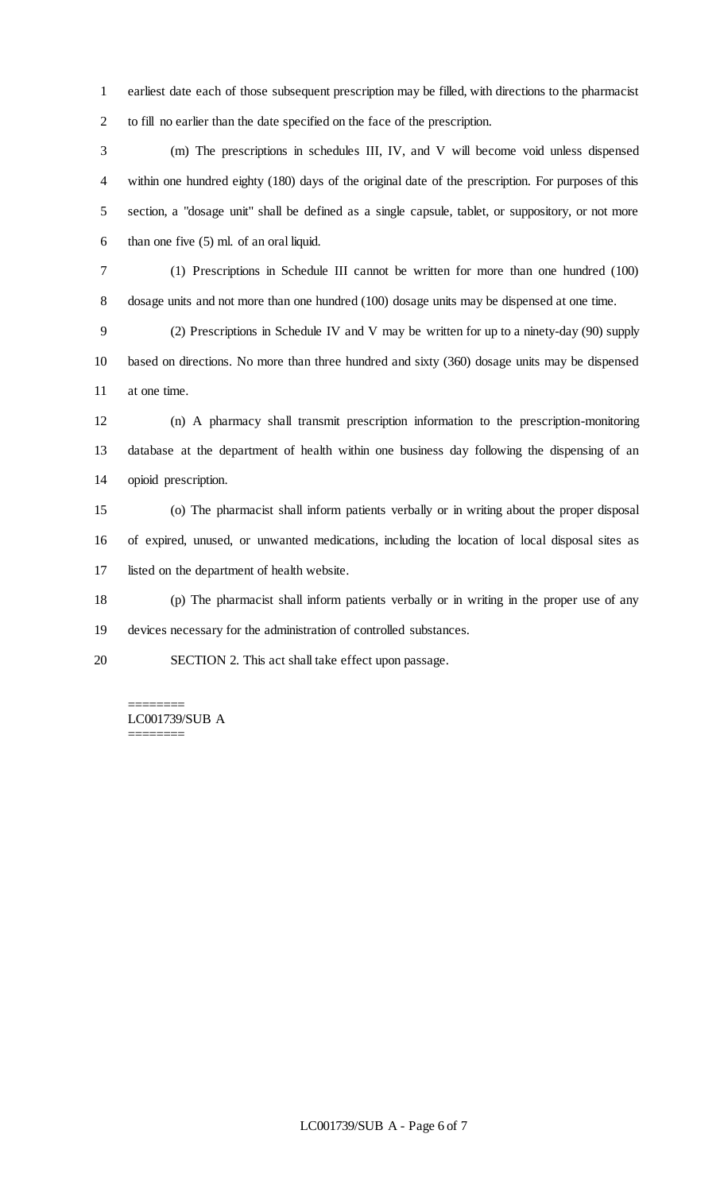earliest date each of those subsequent prescription may be filled, with directions to the pharmacist to fill no earlier than the date specified on the face of the prescription.

(m) The prescriptions in schedules III, IV, and V will become void unless dispensed within one hundred eighty (180) days of the original date of the prescription. For purposes of this section, a "dosage unit" shall be defined as a single capsule, tablet, or suppository, or not more than one five (5) ml. of an oral liquid.

(1) Prescriptions in Schedule III cannot be written for more than one hundred (100) dosage units and not more than one hundred (100) dosage units may be dispensed at one time.

(2) Prescriptions in Schedule IV and V may be written for up to a ninety-day (90) supply based on directions. No more than three hundred and sixty (360) dosage units may be dispensed at one time.

(n) A pharmacy shall transmit prescription information to the prescription-monitoring database at the department of health within one business day following the dispensing of an opioid prescription.

(o) The pharmacist shall inform patients verbally or in writing about the proper disposal of expired, unused, or unwanted medications, including the location of local disposal sites as listed on the department of health website.

(p) The pharmacist shall inform patients verbally or in writing in the proper use of any devices necessary for the administration of controlled substances.

SECTION 2. This act shall take effect upon passage.

========
LC001739/SUB A
========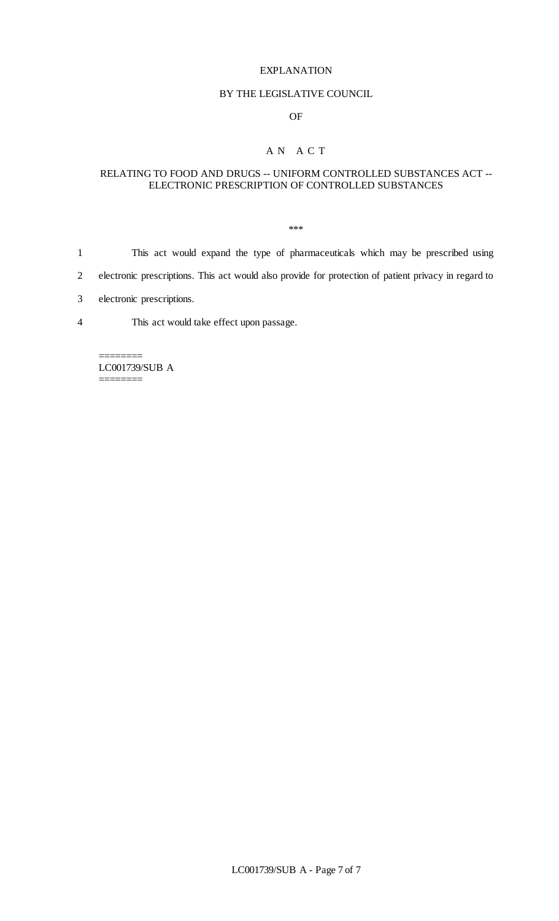EXPLANATION

BY THE LEGISLATIVE COUNCIL

OF

A N A C T

RELATING TO FOOD AND DRUGS -- UNIFORM CONTROLLED SUBSTANCES ACT -- ELECTRONIC PRESCRIPTION OF CONTROLLED SUBSTANCES

\*\*\*

1 This act would expand the type of pharmaceuticals which may be prescribed using
2 electronic prescriptions. This act would also provide for protection of patient privacy in regard to
3 electronic prescriptions.
4 This act would take effect upon passage.

========
LC001739/SUB A
========